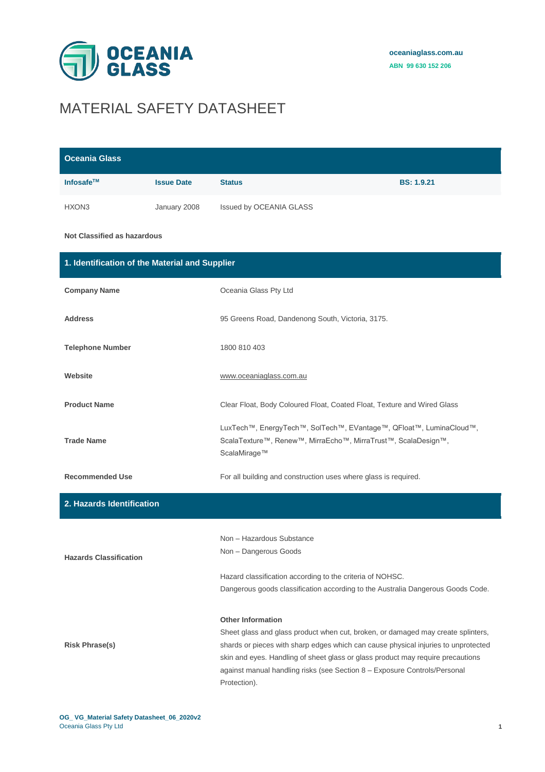OCEANIA GLASS

oceaniaglass.com.au
ABN 99 630 152 206

# MATERIAL SAFETY DATASHEET

| Oceania Glass | | | |
|---|---|---|---|
| **Infosafe™** | **Issue Date** | **Status** | **BS: 1.9.21** |
| HXON3 | January 2008 | Issued by OCEANIA GLASS | |

**Not Classified as hazardous**

## 1. Identification of the Material and Supplier

| | |
|---|---|
| **Company Name** | Oceania Glass Pty Ltd |
| **Address** | 95 Greens Road, Dandenong South, Victoria, 3175. |
| **Telephone Number** | 1800 810 403 |
| **Website** | www.oceaniaglass.com.au |
| **Product Name** | Clear Float, Body Coloured Float, Coated Float, Texture and Wired Glass |
| **Trade Name** | LuxTech™, EnergyTech™, SolTech™, EVantage™, QFloat™, LuminaCloud™, ScalaTexture™, Renew™, MirraEcho™, MirraTrust™, ScalaDesign™, ScalaMirage™ |
| **Recommended Use** | For all building and construction uses where glass is required. |

## 2. Hazards Identification

| | |
|---|---|
| **Hazards Classification** | Non – Hazardous Substance<br>Non – Dangerous Goods<br><br>Hazard classification according to the criteria of NOHSC.<br>Dangerous goods classification according to the Australia Dangerous Goods Code. |
| **Risk Phrase(s)** | **Other Information**<br>Sheet glass and glass product when cut, broken, or damaged may create splinters, shards or pieces with sharp edges which can cause physical injuries to unprotected skin and eyes. Handling of sheet glass or glass product may require precautions against manual handling risks (see Section 8 – Exposure Controls/Personal Protection). |

OG_ VG_Material Safety Datasheet_06_2020v2
Oceania Glass Pty Ltd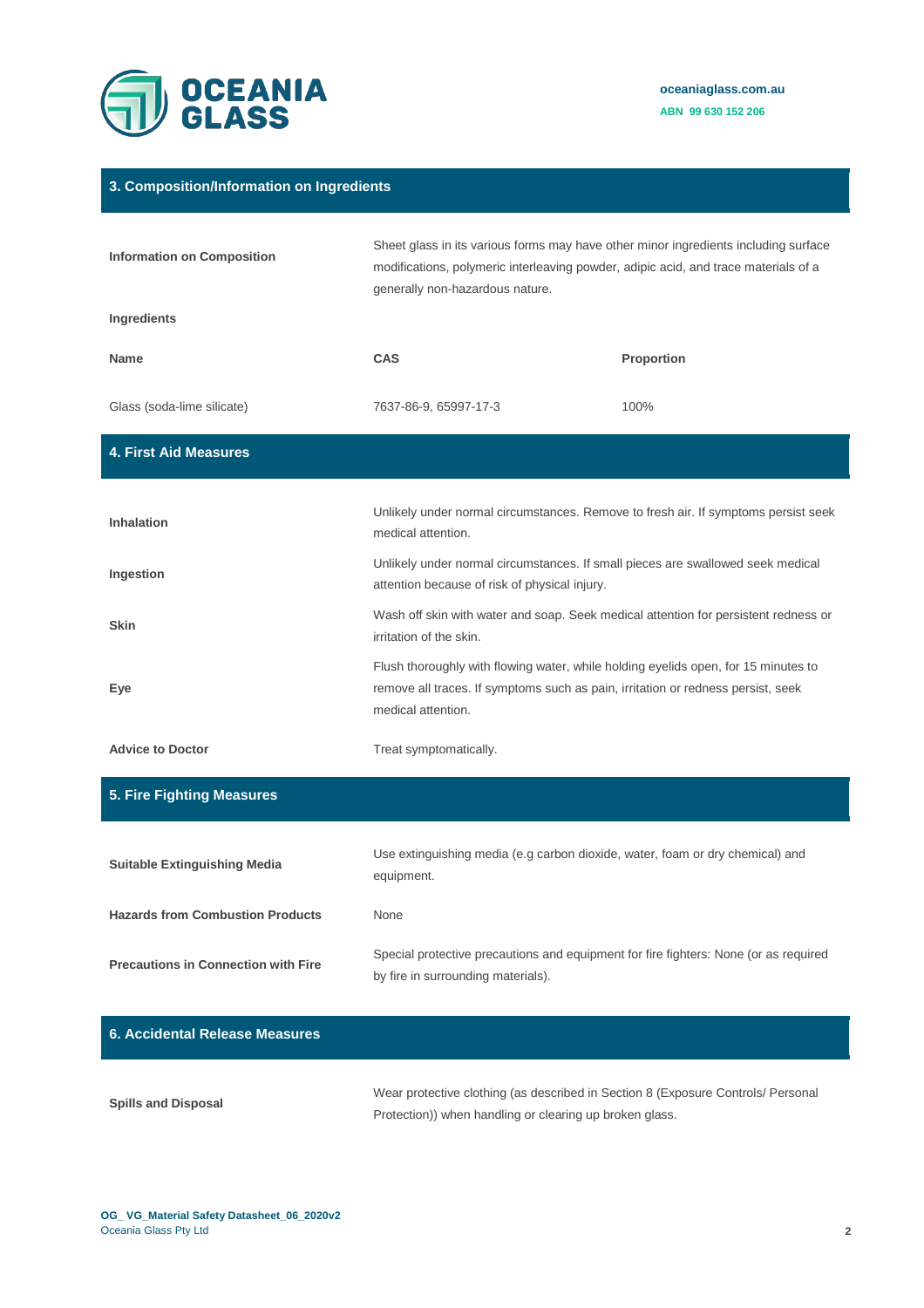## 3. Composition/Information on Ingredients

| | |
|---|---|
| **Information on Composition** | Sheet glass in its various forms may have other minor ingredients including surface modifications, polymeric interleaving powder, adipic acid, and trace materials of a generally non-hazardous nature. |

**Ingredients**

| Name | CAS | Proportion |
|---|---|---|
| Glass (soda-lime silicate) | 7637-86-9, 65997-17-3 | 100% |

## 4. First Aid Measures

| | |
|---|---|
| **Inhalation** | Unlikely under normal circumstances. Remove to fresh air. If symptoms persist seek medical attention. |
| **Ingestion** | Unlikely under normal circumstances. If small pieces are swallowed seek medical attention because of risk of physical injury. |
| **Skin** | Wash off skin with water and soap. Seek medical attention for persistent redness or irritation of the skin. |
| **Eye** | Flush thoroughly with flowing water, while holding eyelids open, for 15 minutes to remove all traces. If symptoms such as pain, irritation or redness persist, seek medical attention. |
| **Advice to Doctor** | Treat symptomatically. |

## 5. Fire Fighting Measures

| | |
|---|---|
| **Suitable Extinguishing Media** | Use extinguishing media (e.g carbon dioxide, water, foam or dry chemical) and equipment. |
| **Hazards from Combustion Products** | None |
| **Precautions in Connection with Fire** | Special protective precautions and equipment for fire fighters: None (or as required by fire in surrounding materials). |

## 6. Accidental Release Measures

| | |
|---|---|
| **Spills and Disposal** | Wear protective clothing (as described in Section 8 (Exposure Controls/ Personal Protection)) when handling or clearing up broken glass. |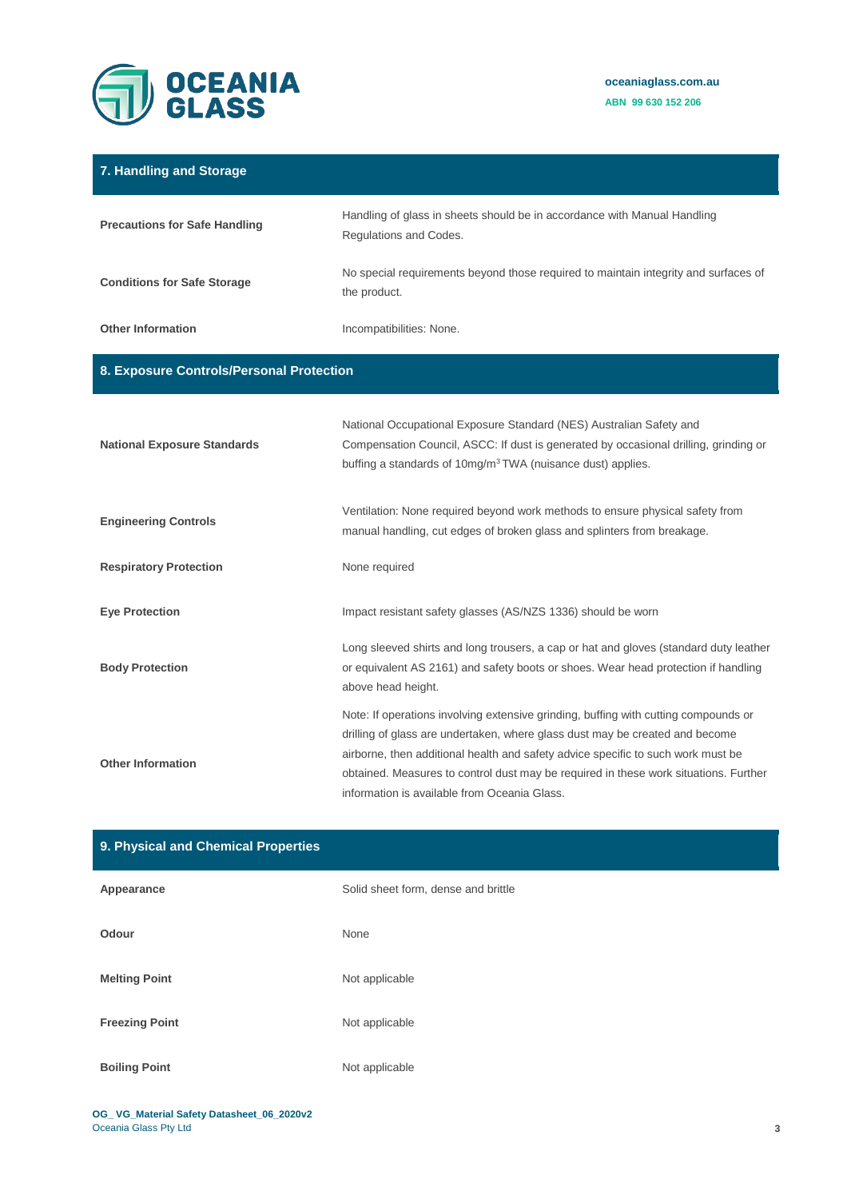## 7. Handling and Storage

| | |
|---|---|
| **Precautions for Safe Handling** | Handling of glass in sheets should be in accordance with Manual Handling Regulations and Codes. |
| **Conditions for Safe Storage** | No special requirements beyond those required to maintain integrity and surfaces of the product. |
| **Other Information** | Incompatibilities: None. |

## 8. Exposure Controls/Personal Protection

| | |
|---|---|
| **National Exposure Standards** | National Occupational Exposure Standard (NES) Australian Safety and Compensation Council, ASCC: If dust is generated by occasional drilling, grinding or buffing a standards of 10mg/m$^3$ TWA (nuisance dust) applies. |
| **Engineering Controls** | Ventilation: None required beyond work methods to ensure physical safety from manual handling, cut edges of broken glass and splinters from breakage. |
| **Respiratory Protection** | None required |
| **Eye Protection** | Impact resistant safety glasses (AS/NZS 1336) should be worn |
| **Body Protection** | Long sleeved shirts and long trousers, a cap or hat and gloves (standard duty leather or equivalent AS 2161) and safety boots or shoes. Wear head protection if handling above head height. |
| **Other Information** | Note: If operations involving extensive grinding, buffing with cutting compounds or drilling of glass are undertaken, where glass dust may be created and become airborne, then additional health and safety advice specific to such work must be obtained. Measures to control dust may be required in these work situations. Further information is available from Oceania Glass. |

## 9. Physical and Chemical Properties

| | |
|---|---|
| **Appearance** | Solid sheet form, dense and brittle |
| **Odour** | None |
| **Melting Point** | Not applicable |
| **Freezing Point** | Not applicable |
| **Boiling Point** | Not applicable |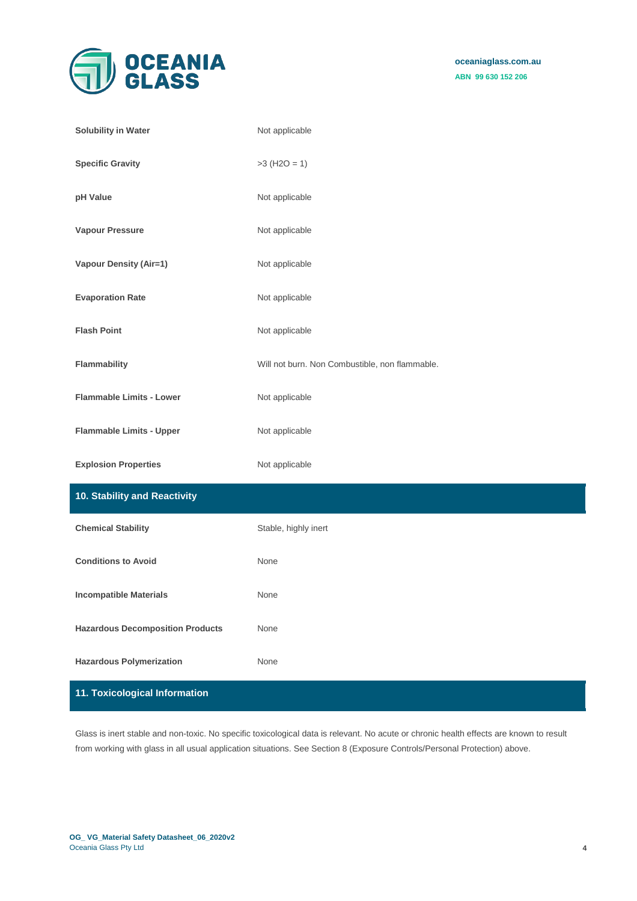| | |
|---|---|
| **Solubility in Water** | Not applicable |
| **Specific Gravity** | >3 ($H_2O$ = 1) |
| **pH Value** | Not applicable |
| **Vapour Pressure** | Not applicable |
| **Vapour Density (Air=1)** | Not applicable |
| **Evaporation Rate** | Not applicable |
| **Flash Point** | Not applicable |
| **Flammability** | Will not burn. Non Combustible, non flammable. |
| **Flammable Limits - Lower** | Not applicable |
| **Flammable Limits - Upper** | Not applicable |
| **Explosion Properties** | Not applicable |

## 10. Stability and Reactivity

| | |
|---|---|
| **Chemical Stability** | Stable, highly inert |
| **Conditions to Avoid** | None |
| **Incompatible Materials** | None |
| **Hazardous Decomposition Products** | None |
| **Hazardous Polymerization** | None |

## 11. Toxicological Information

Glass is inert stable and non-toxic. No specific toxicological data is relevant. No acute or chronic health effects are known to result from working with glass in all usual application situations. See Section 8 (Exposure Controls/Personal Protection) above.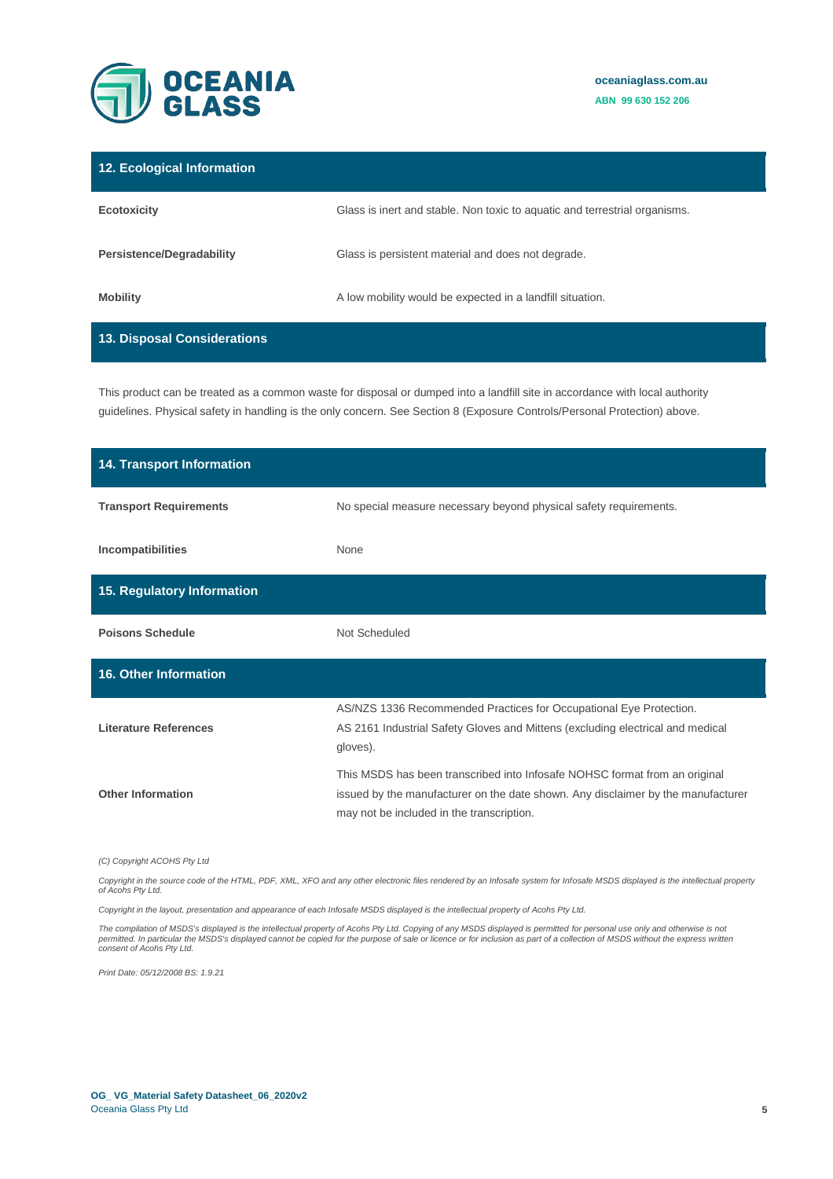## 12. Ecological Information

| | |
|---|---|
| **Ecotoxicity** | Glass is inert and stable. Non toxic to aquatic and terrestrial organisms. |
| **Persistence/Degradability** | Glass is persistent material and does not degrade. |
| **Mobility** | A low mobility would be expected in a landfill situation. |

## 13. Disposal Considerations

This product can be treated as a common waste for disposal or dumped into a landfill site in accordance with local authority guidelines. Physical safety in handling is the only concern. See Section 8 (Exposure Controls/Personal Protection) above.

## 14. Transport Information

| | |
|---|---|
| **Transport Requirements** | No special measure necessary beyond physical safety requirements. |
| **Incompatibilities** | None |

## 15. Regulatory Information

| | |
|---|---|
| **Poisons Schedule** | Not Scheduled |

## 16. Other Information

| | |
|---|---|
| **Literature References** | AS/NZS 1336 Recommended Practices for Occupational Eye Protection. AS 2161 Industrial Safety Gloves and Mittens (excluding electrical and medical gloves). |
| **Other Information** | This MSDS has been transcribed into Infosafe NOHSC format from an original issued by the manufacturer on the date shown. Any disclaimer by the manufacturer may not be included in the transcription. |

*(C) Copyright ACOHS Pty Ltd*

*Copyright in the source code of the HTML, PDF, XML, XFO and any other electronic files rendered by an Infosafe system for Infosafe MSDS displayed is the intellectual property of Acohs Pty Ltd.*

*Copyright in the layout, presentation and appearance of each Infosafe MSDS displayed is the intellectual property of Acohs Pty Ltd.*

*The compilation of MSDS's displayed is the intellectual property of Acohs Pty Ltd. Copying of any MSDS displayed is permitted for personal use only and otherwise is not permitted. In particular the MSDS's displayed cannot be copied for the purpose of sale or licence or for inclusion as part of a collection of MSDS without the express written consent of Acohs Pty Ltd.*

*Print Date: 05/12/2008 BS: 1.9.21*